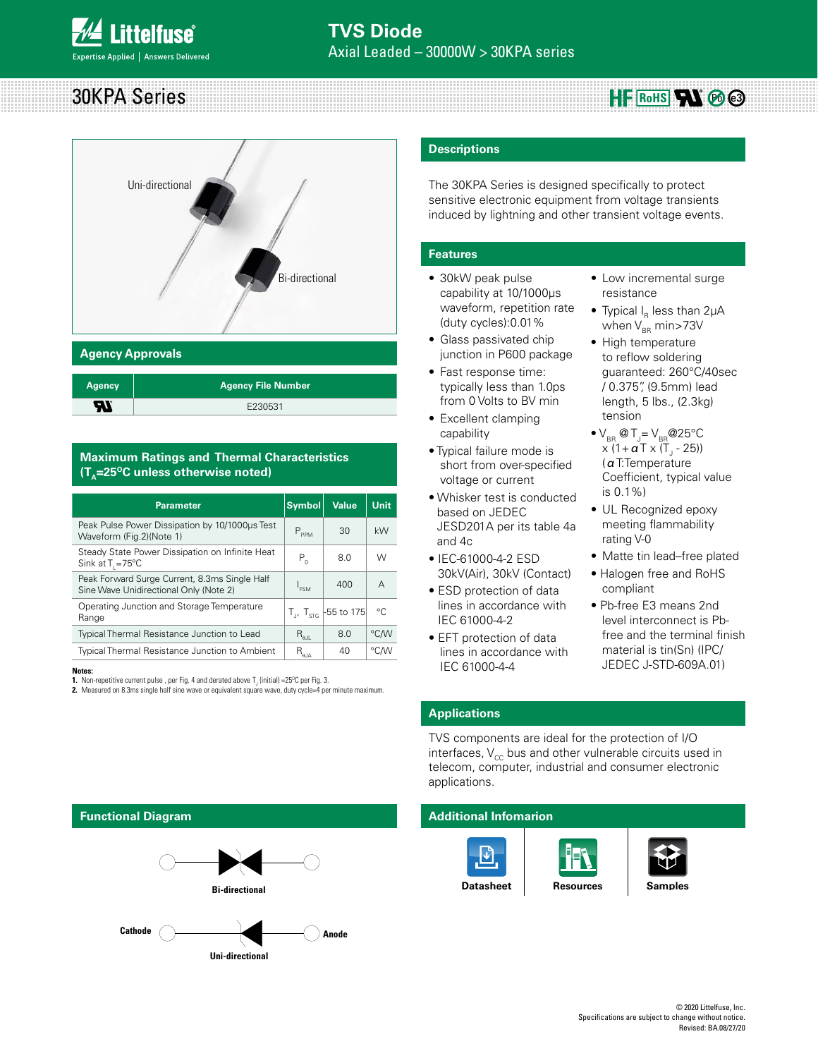# TVS Diode

Axial Leaded – 30000W > 30KPA series

## 30KPA Series

Uni-directional

Bi-directional

## Agency Approvals

| Agency | Agency File Number |
|---|---|
| UL | E230531 |

## Maximum Ratings and Thermal Characteristics ($T_A$=25°C unless otherwise noted)

| Parameter | Symbol | Value | Unit |
|---|---|---|---|
| Peak Pulse Power Dissipation by 10/1000μs Test Waveform (Fig.2)(Note 1) | $P_{PPM}$ | 30 | kW |
| Steady State Power Dissipation on Infinite Heat Sink at $T_L$=75°C | $P_D$ | 8.0 | W |
| Peak Forward Surge Current, 8.3ms Single Half Sine Wave Unidirectional Only (Note 2) | $I_{FSM}$ | 400 | A |
| Operating Junction and Storage Temperature Range | $T_J$, $T_{STG}$ | -55 to 175 | °C |
| Typical Thermal Resistance Junction to Lead | $R_{\theta JL}$ | 8.0 | °C/W |
| Typical Thermal Resistance Junction to Ambient | $R_{\theta JA}$ | 40 | °C/W |

**Notes:**

1. Non-repetitive current pulse , per Fig. 4 and derated above $T_J$ (initial) =25°C per Fig. 3.
2. Measured on 8.3ms single half sine wave or equivalent square wave, duty cycle=4 per minute maximum.

## Descriptions

The 30KPA Series is designed specifically to protect sensitive electronic equipment from voltage transients induced by lightning and other transient voltage events.

## Features

- 30kW peak pulse capability at 10/1000μs waveform, repetition rate (duty cycles):0.01%
- Glass passivated chip junction in P600 package
- Fast response time: typically less than 1.0ps from 0 Volts to BV min
- Excellent clamping capability
- Typical failure mode is short from over-specified voltage or current
- Whisker test is conducted based on JEDEC JESD201A per its table 4a and 4c
- IEC-61000-4-2 ESD 30kV(Air), 30kV (Contact)
- ESD protection of data lines in accordance with IEC 61000-4-2
- EFT protection of data lines in accordance with IEC 61000-4-4
- Low incremental surge resistance
- Typical $I_R$ less than 2μA when $V_{BR}$ min>73V
- High temperature to reflow soldering guaranteed: 260°C/40sec / 0.375", (9.5mm) lead length, 5 lbs., (2.3kg) tension
- $V_{BR}$ @$T_J$= $V_{BR}$@25°C x (1+$\alpha$T x ($T_J$ - 25)) ($\alpha$T:Temperature Coefficient, typical value is 0.1%)
- UL Recognized epoxy meeting flammability rating V-0
- Matte tin lead–free plated
- Halogen free and RoHS compliant
- Pb-free E3 means 2nd level interconnect is Pb-free and the terminal finish material is tin(Sn) (IPC/JEDEC J-STD-609A.01)

## Applications

TVS components are ideal for the protection of I/O interfaces, $V_{CC}$ bus and other vulnerable circuits used in telecom, computer, industrial and consumer electronic applications.

## Functional Diagram

Bi-directional

Cathode

Anode

Uni-directional

## Additional Infomarion

Datasheet

Resources

Samples

© 2020 Littelfuse, Inc.
Specifications are subject to change without notice.
Revised: BA.08/27/20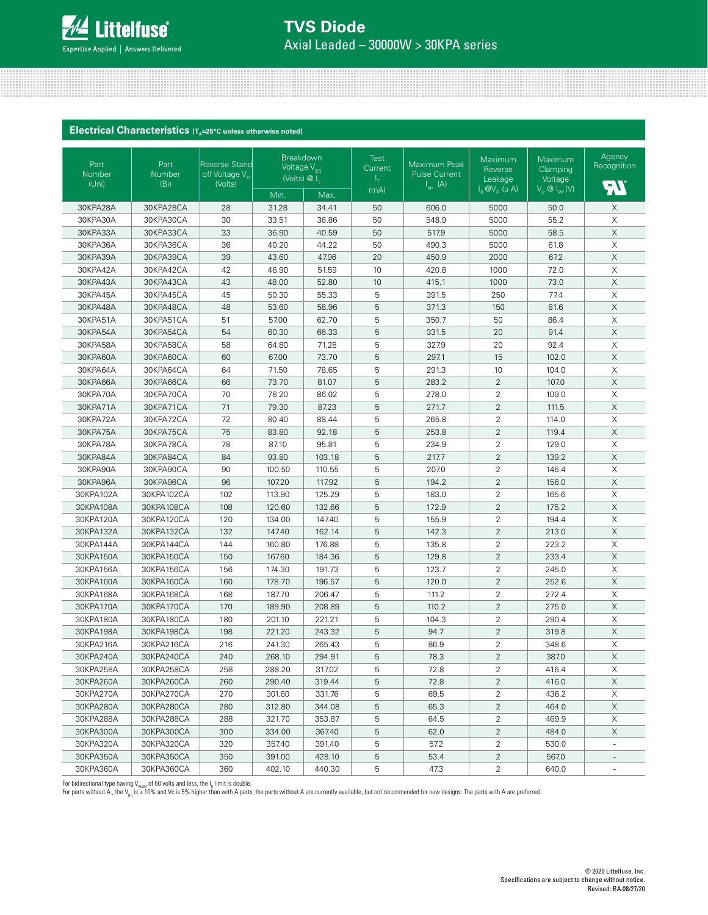## Electrical Characteristics ($T_A$=25°C unless otherwise noted)

| Part Number (Uni) | Part Number (Bi) | Reverse Stand off Voltage $V_R$ (Volts) | Breakdown Voltage $V_{BR}$ (Volts) @ $I_T$ | | Test Current $I_T$ (mA) | Maximum Peak Pulse Current $I_{pp}$ (A) | Maximum Reverse Leakage $I_R$ @$V_R$ (μ A) | Maximum Clamping Voltage $V_C$ @ $I_{PP}$ (V) | Agency Recognition |
|---|---|---|---|---|---|---|---|---|---|
| | | | Min. | Max. | | | | | UL |
| 30KPA28A | 30KPA28CA | 28 | 31.28 | 34.41 | 50 | 606.0 | 5000 | 50.0 | X |
| 30KPA30A | 30KPA30CA | 30 | 33.51 | 36.86 | 50 | 548.9 | 5000 | 55.2 | X |
| 30KPA33A | 30KPA33CA | 33 | 36.90 | 40.59 | 50 | 517.9 | 5000 | 58.5 | X |
| 30KPA36A | 30KPA36CA | 36 | 40.20 | 44.22 | 50 | 490.3 | 5000 | 61.8 | X |
| 30KPA39A | 30KPA39CA | 39 | 43.60 | 47.96 | 20 | 450.9 | 2000 | 67.2 | X |
| 30KPA42A | 30KPA42CA | 42 | 46.90 | 51.59 | 10 | 420.8 | 1000 | 72.0 | X |
| 30KPA43A | 30KPA43CA | 43 | 48.00 | 52.80 | 10 | 415.1 | 1000 | 73.0 | X |
| 30KPA45A | 30KPA45CA | 45 | 50.30 | 55.33 | 5 | 391.5 | 250 | 77.4 | X |
| 30KPA48A | 30KPA48CA | 48 | 53.60 | 58.96 | 5 | 371.3 | 150 | 81.6 | X |
| 30KPA51A | 30KPA51CA | 51 | 57.00 | 62.70 | 5 | 350.7 | 50 | 86.4 | X |
| 30KPA54A | 30KPA54CA | 54 | 60.30 | 66.33 | 5 | 331.5 | 20 | 91.4 | X |
| 30KPA58A | 30KPA58CA | 58 | 64.80 | 71.28 | 5 | 327.9 | 20 | 92.4 | X |
| 30KPA60A | 30KPA60CA | 60 | 67.00 | 73.70 | 5 | 297.1 | 15 | 102.0 | X |
| 30KPA64A | 30KPA64CA | 64 | 71.50 | 78.65 | 5 | 291.3 | 10 | 104.0 | X |
| 30KPA66A | 30KPA66CA | 66 | 73.70 | 81.07 | 5 | 283.2 | 2 | 107.0 | X |
| 30KPA70A | 30KPA70CA | 70 | 78.20 | 86.02 | 5 | 278.0 | 2 | 109.0 | X |
| 30KPA71A | 30KPA71CA | 71 | 79.30 | 87.23 | 5 | 271.7 | 2 | 111.5 | X |
| 30KPA72A | 30KPA72CA | 72 | 80.40 | 88.44 | 5 | 265.8 | 2 | 114.0 | X |
| 30KPA75A | 30KPA75CA | 75 | 83.80 | 92.18 | 5 | 253.8 | 2 | 119.4 | X |
| 30KPA78A | 30KPA78CA | 78 | 87.10 | 95.81 | 5 | 234.9 | 2 | 129.0 | X |
| 30KPA84A | 30KPA84CA | 84 | 93.80 | 103.18 | 5 | 217.7 | 2 | 139.2 | X |
| 30KPA90A | 30KPA90CA | 90 | 100.50 | 110.55 | 5 | 207.0 | 2 | 146.4 | X |
| 30KPA96A | 30KPA96CA | 96 | 107.20 | 117.92 | 5 | 194.2 | 2 | 156.0 | X |
| 30KPA102A | 30KPA102CA | 102 | 113.90 | 125.29 | 5 | 183.0 | 2 | 165.6 | X |
| 30KPA108A | 30KPA108CA | 108 | 120.60 | 132.66 | 5 | 172.9 | 2 | 175.2 | X |
| 30KPA120A | 30KPA120CA | 120 | 134.00 | 147.40 | 5 | 155.9 | 2 | 194.4 | X |
| 30KPA132A | 30KPA132CA | 132 | 147.40 | 162.14 | 5 | 142.3 | 2 | 213.0 | X |
| 30KPA144A | 30KPA144CA | 144 | 160.80 | 176.88 | 5 | 135.8 | 2 | 223.2 | X |
| 30KPA150A | 30KPA150CA | 150 | 167.60 | 184.36 | 5 | 129.8 | 2 | 233.4 | X |
| 30KPA156A | 30KPA156CA | 156 | 174.30 | 191.73 | 5 | 123.7 | 2 | 245.0 | X |
| 30KPA160A | 30KPA160CA | 160 | 178.70 | 196.57 | 5 | 120.0 | 2 | 252.6 | X |
| 30KPA168A | 30KPA168CA | 168 | 187.70 | 206.47 | 5 | 111.2 | 2 | 272.4 | X |
| 30KPA170A | 30KPA170CA | 170 | 189.90 | 208.89 | 5 | 110.2 | 2 | 275.0 | X |
| 30KPA180A | 30KPA180CA | 180 | 201.10 | 221.21 | 5 | 104.3 | 2 | 290.4 | X |
| 30KPA198A | 30KPA198CA | 198 | 221.20 | 243.32 | 5 | 94.7 | 2 | 319.8 | X |
| 30KPA216A | 30KPA216CA | 216 | 241.30 | 265.43 | 5 | 86.9 | 2 | 348.6 | X |
| 30KPA240A | 30KPA240CA | 240 | 268.10 | 294.91 | 5 | 78.3 | 2 | 387.0 | X |
| 30KPA258A | 30KPA258CA | 258 | 288.20 | 317.02 | 5 | 72.8 | 2 | 416.4 | X |
| 30KPA260A | 30KPA260CA | 260 | 290.40 | 319.44 | 5 | 72.8 | 2 | 416.0 | X |
| 30KPA270A | 30KPA270CA | 270 | 301.60 | 331.76 | 5 | 69.5 | 2 | 436.2 | X |
| 30KPA280A | 30KPA280CA | 280 | 312.80 | 344.08 | 5 | 65.3 | 2 | 464.0 | X |
| 30KPA288A | 30KPA288CA | 288 | 321.70 | 353.87 | 5 | 64.5 | 2 | 469.9 | X |
| 30KPA300A | 30KPA300CA | 300 | 334.00 | 367.40 | 5 | 62.0 | 2 | 484.0 | X |
| 30KPA320A | 30KPA320CA | 320 | 357.40 | 391.40 | 5 | 57.2 | 2 | 530.0 | - |
| 30KPA350A | 30KPA350CA | 350 | 391.00 | 428.10 | 5 | 53.4 | 2 | 567.0 | - |
| 30KPA360A | 30KPA360CA | 360 | 402.10 | 440.30 | 5 | 47.3 | 2 | 640.0 | - |

For bidirectional type having $V_{RWM}$ of 60 volts and less, the $I_R$ limit is double.
For parts without A , the $V_{BR}$ is ± 10% and Vc is 5% higher than with A parts, the parts without A are currently available, but not recommended for new designs. The parts with A are preferred.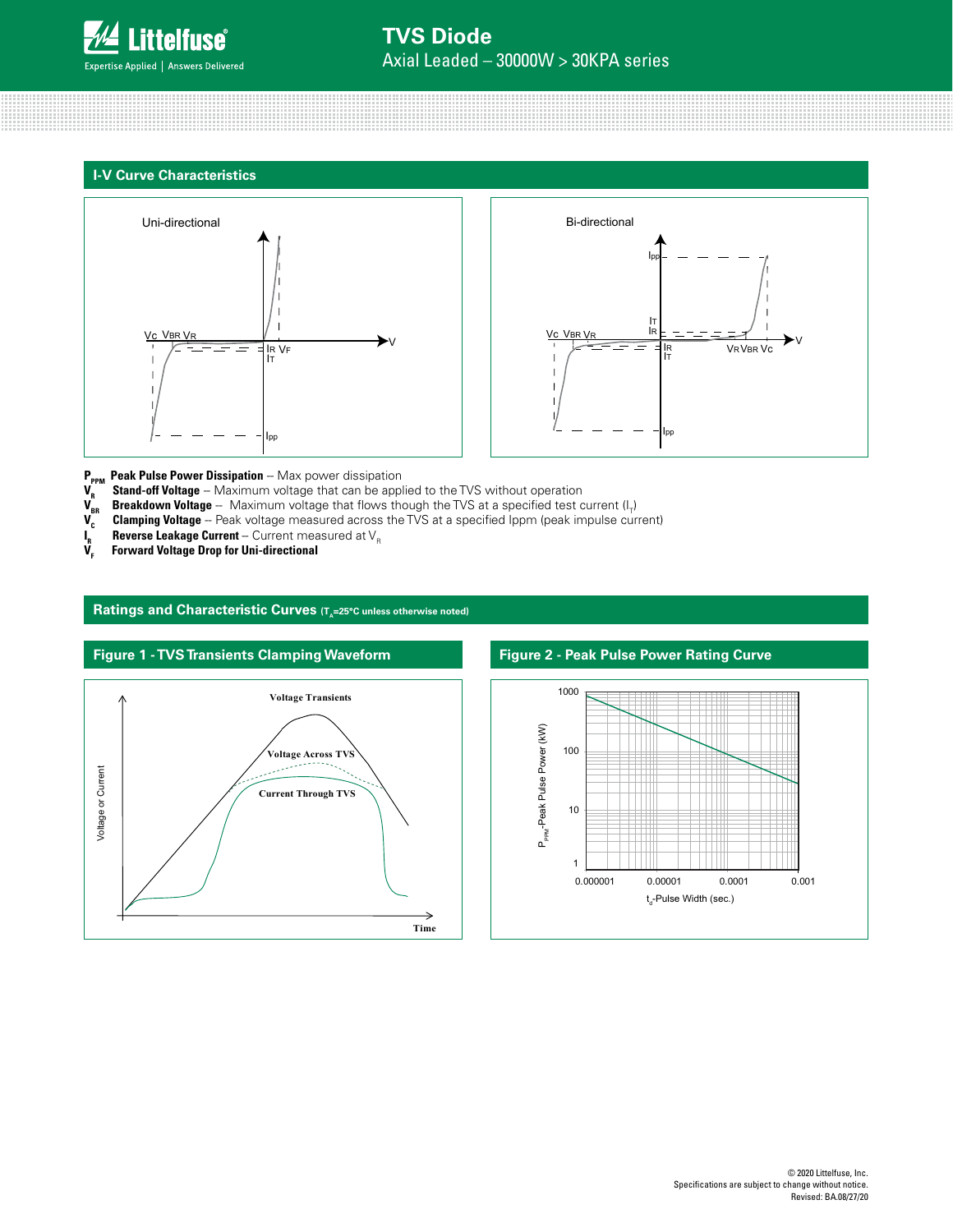## I-V Curve Characteristics

Uni-directional

Vc VBR VR

IR VF

IT

Ipp

V

Bi-directional

Ipp

IT

IR

Vc VBR VR

IR

IT

VR VBR Vc

Ipp

V

$P_{PPM}$ **Peak Pulse Power Dissipation** -- Max power dissipation
$V_R$ **Stand-off Voltage** -- Maximum voltage that can be applied to the TVS without operation
$V_{BR}$ **Breakdown Voltage** -- Maximum voltage that flows though the TVS at a specified test current ($I_T$)
$V_C$ **Clamping Voltage** -- Peak voltage measured across the TVS at a specified Ippm (peak impulse current)
$I_R$ **Reverse Leakage Current** -- Current measured at $V_R$
$V_F$ **Forward Voltage Drop for Uni-directional**

## Ratings and Characteristic Curves ($T_A$=25°C unless otherwise noted)

### Figure 1 - TVS Transients Clamping Waveform

Voltage Transients

Voltage Across TVS

Current Through TVS

Voltage or Current

Time

### Figure 2 - Peak Pulse Power Rating Curve

$P_{PPM}$-Peak Pulse Power (kW)

1000

100

10

1

0.000001

0.00001

0.0001

0.001

$t_d$-Pulse Width (sec.)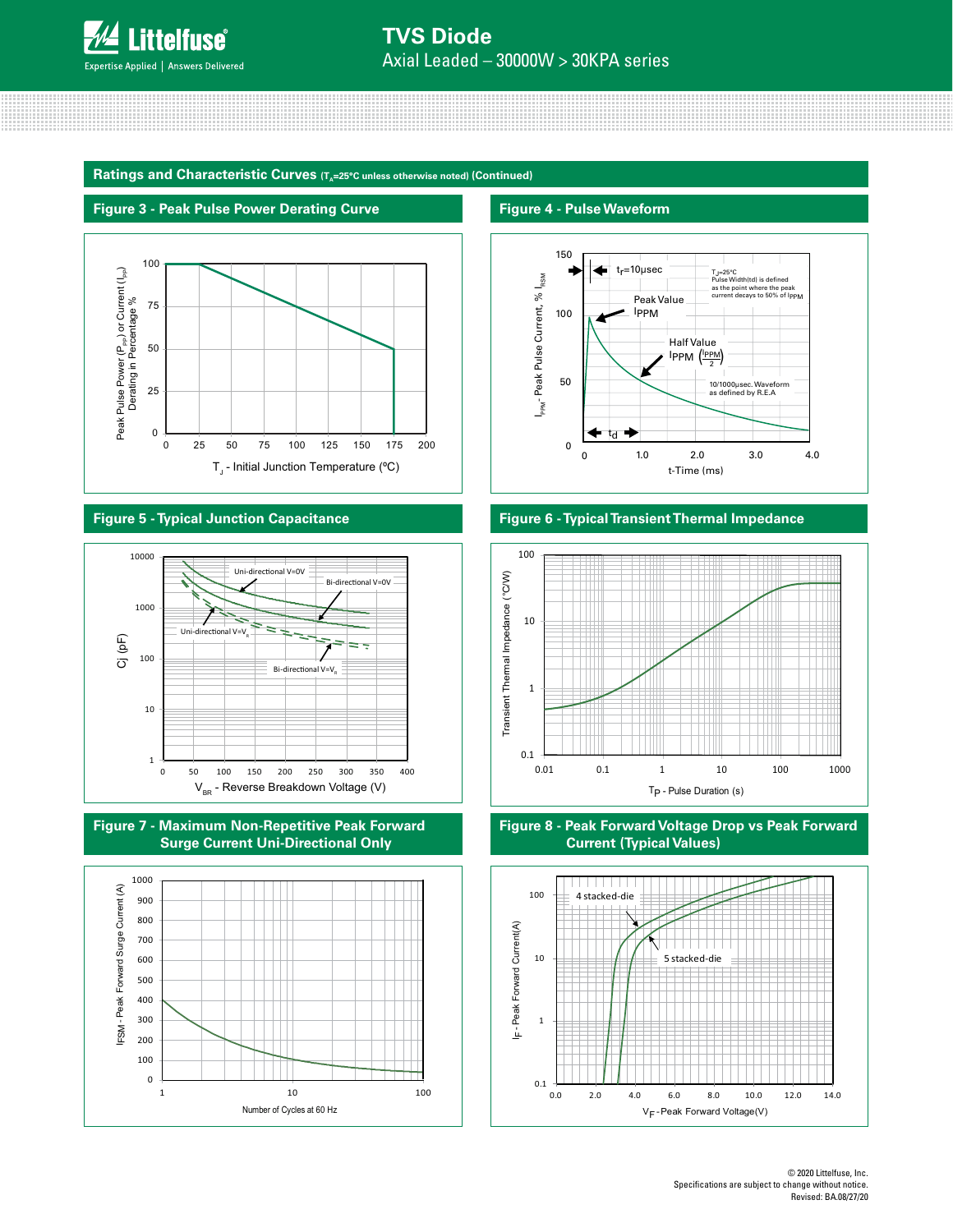## Ratings and Characteristic Curves ($T_A$=25°C unless otherwise noted) (Continued)

### Figure 3 - Peak Pulse Power Derating Curve

Peak Pulse Power ($P_{PP}$) or Current ($I_{PP}$) Derating in Percentage %

100
75
50
25
0

0 25 50 75 100 125 150 175 200

$T_J$ - Initial Junction Temperature (ºC)

### Figure 4 - Pulse Waveform

$I_{PPM}$ - Peak Pulse Current, % $I_{RSM}$

150
100
50
0

$t_r$=10μsec

$T_J$=25°C
Pulse Width(td) is defined as the point where the peak current decays to 50% of $I_{PPM}$

Peak Value
$I_{PPM}$

Half Value
$I_{PPM}$ $\left(\frac{I_{PPM}}{2}\right)$

10/1000μsec. Waveform as defined by R.E.A

td

0 1.0 2.0 3.0 4.0

t-Time (ms)

### Figure 5 - Typical Junction Capacitance

Cj (pF)

10000
1000
100
10
1

Uni-directional V=0V
Bi-directional V=0V
Uni-directional V=$V_R$
Bi-directional V=$V_R$

0 50 100 150 200 250 300 350 400

$V_{BR}$ - Reverse Breakdown Voltage (V)

### Figure 6 - Typical Transient Thermal Impedance

Transient Thermal Impedance (°C/W)

100
10
1
0.1

0.01 0.1 1 10 100 1000

$T_P$ - Pulse Duration (s)

### Figure 7 - Maximum Non-Repetitive Peak Forward Surge Current Uni-Directional Only

IFSM - Peak Forward Surge Current (A)

1000
900
800
700
600
500
400
300
200
100
0

1 10 100

Number of Cycles at 60 Hz

### Figure 8 - Peak Forward Voltage Drop vs Peak Forward Current (Typical Values)

$I_F$ - Peak Forward Current(A)

100
10
1
0.1

4 stacked-die
5 stacked-die

0.0 2.0 4.0 6.0 8.0 10.0 12.0 14.0

$V_F$ - Peak Forward Voltage(V)

© 2020 Littelfuse, Inc.
Specifications are subject to change without notice.
Revised: BA.08/27/20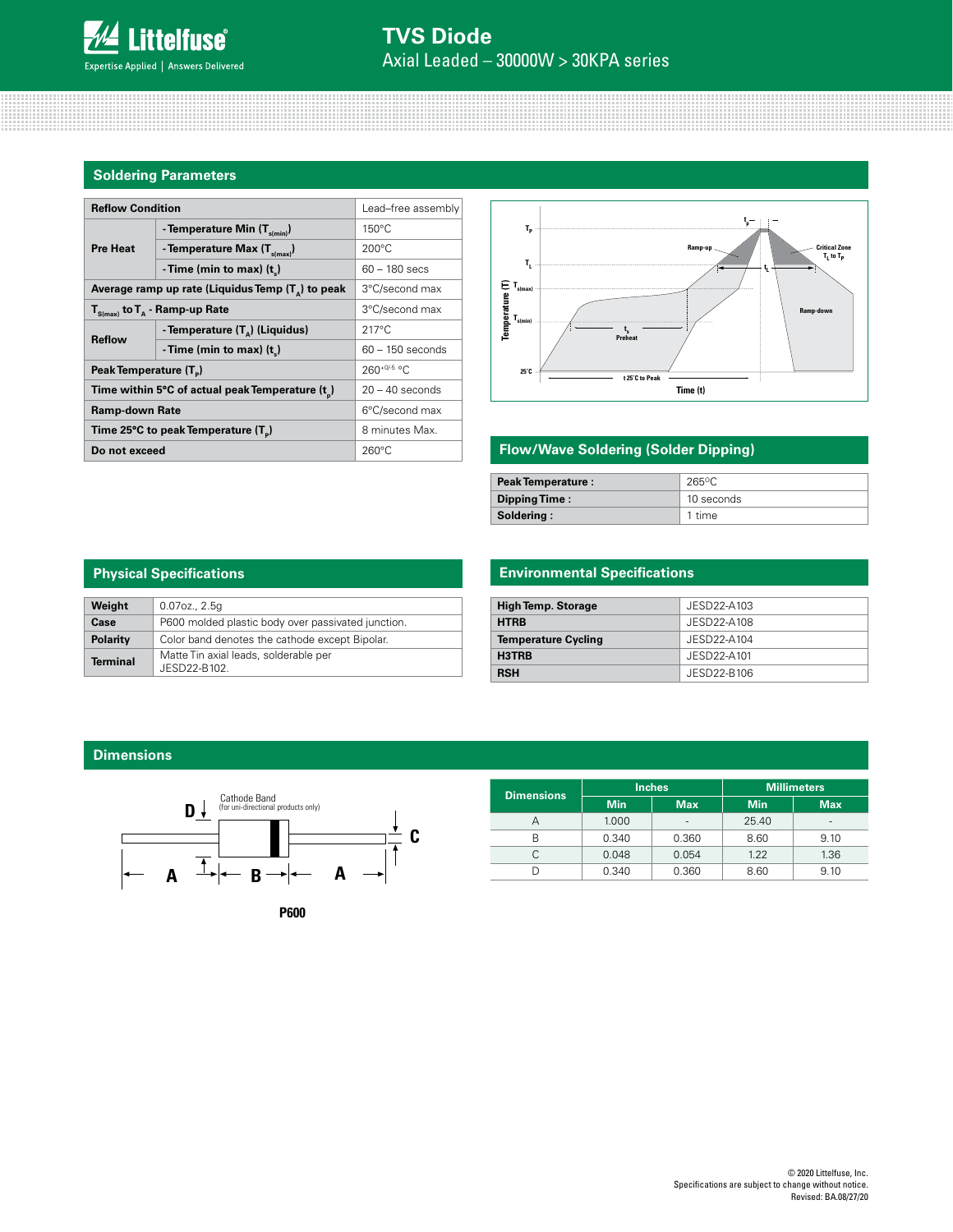## Soldering Parameters

| Reflow Condition | | Lead–free assembly |
|---|---|---|
| Pre Heat | - Temperature Min ($T_{s(min)}$) | 150°C |
| | - Temperature Max ($T_{s(max)}$) | 200°C |
| | - Time (min to max) ($t_s$) | 60 – 180 secs |
| Average ramp up rate (Liquidus Temp ($T_A$) to peak | | 3°C/second max |
| $T_{S(max)}$ to $T_A$ - Ramp-up Rate | | 3°C/second max |
| Reflow | - Temperature ($T_A$) (Liquidus) | 217°C |
| | - Time (min to max) ($t_s$) | 60 – 150 seconds |
| Peak Temperature ($T_P$) | | $260^{+0/-5}$ °C |
| Time within 5°C of actual peak Temperature ($t_p$) | | 20 – 40 seconds |
| Ramp-down Rate | | 6°C/second max |
| Time 25°C to peak Temperature ($T_P$) | | 8 minutes Max. |
| Do not exceed | | 260°C |

$T_P$
$T_L$
$T_{S(max)}$
$T_{S(min)}$
25°C
$t_P$
Ramp-up
Critical Zone $T_L$ to $T_P$
$t_L$
Ramp-down
$t_s$ Preheat
t 25°C to Peak
Temperature (T)
Time (t)

## Flow/Wave Soldering (Solder Dipping)

| | |
|---|---|
| **Peak Temperature :** | 265°C |
| **Dipping Time :** | 10 seconds |
| **Soldering :** | 1 time |

## Physical Specifications

| | |
|---|---|
| **Weight** | 0.07oz., 2.5g |
| **Case** | P600 molded plastic body over passivated junction. |
| **Polarity** | Color band denotes the cathode except Bipolar. |
| **Terminal** | Matte Tin axial leads, solderable per JESD22-B102. |

## Environmental Specifications

| | |
|---|---|
| **High Temp. Storage** | JESD22-A103 |
| **HTRB** | JESD22-A108 |
| **Temperature Cycling** | JESD22-A104 |
| **H3TRB** | JESD22-A101 |
| **RSH** | JESD22-B106 |

## Dimensions

Cathode Band (for uni-directional products only)

D C A B A

P600

| Dimensions | Inches | | Millimeters | |
|---|---|---|---|---|
| | Min | Max | Min | Max |
| A | 1.000 | - | 25.40 | - |
| B | 0.340 | 0.360 | 8.60 | 9.10 |
| C | 0.048 | 0.054 | 1.22 | 1.36 |
| D | 0.340 | 0.360 | 8.60 | 9.10 |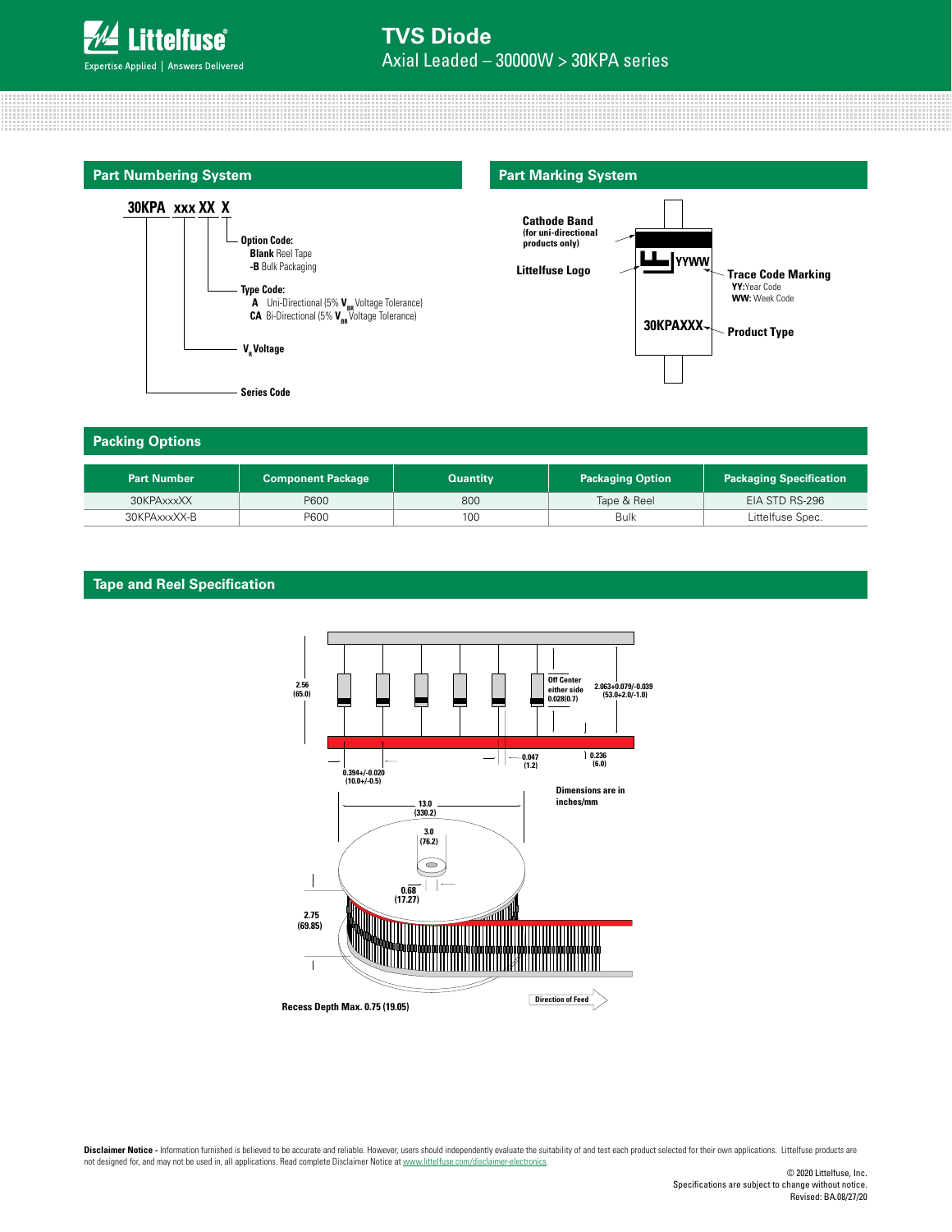# TVS Diode

Axial Leaded – 30000W > 30KPA series

## Part Numbering System

**30KPA xxx XX X**

- **Option Code:**
  - **Blank** Reel Tape
  - **-B** Bulk Packaging
- **Type Code:**
  - **A** Uni-Directional (5% $V_{BR}$ Voltage Tolerance)
  - **CA** Bi-Directional (5% $V_{BR}$ Voltage Tolerance)
- **$V_R$ Voltage**
- **Series Code**

## Part Marking System

Cathode Band (for uni-directional products only)

Littelfuse Logo

YYWW

Trace Code Marking
- YY: Year Code
- WW: Week Code

30KPAXXX

Product Type

## Packing Options

| Part Number | Component Package | Quantity | Packaging Option | Packaging Specification |
|---|---|---|---|---|
| 30KPAxxxXX | P600 | 800 | Tape & Reel | EIA STD RS-296 |
| 30KPAxxxXX-B | P600 | 100 | Bulk | Littelfuse Spec. |

## Tape and Reel Specification

2.56 (65.0)

Off Center either side 0.028(0.7)

2.063+0.079/-0.039 (53.0+2.0/-1.0)

0.047 (1.2)

0.236 (6.0)

0.394+/-0.020 (10.0+/-0.5)

13.0 (330.2)

3.0 (76.2)

0.68 (17.27)

2.75 (69.85)

Dimensions are in inches/mm

Direction of Feed

Recess Depth Max. 0.75 (19.05)

**Disclaimer Notice -** Information furnished is believed to be accurate and reliable. However, users should independently evaluate the suitability of and test each product selected for their own applications. Littelfuse products are not designed for, and may not be used in, all applications. Read complete Disclaimer Notice at www.littelfuse.com/disclaimer-electronics.

© 2020 Littelfuse, Inc.
Specifications are subject to change without notice.
Revised: BA.08/27/20